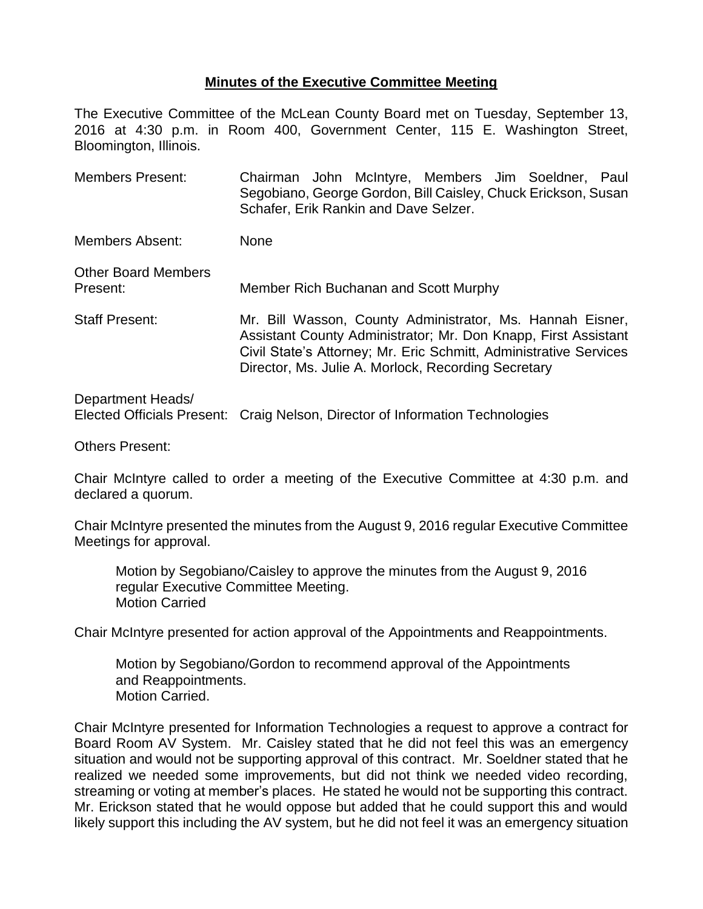**Minutes of the Executive Committee Meeting**

The Executive Committee of the McLean County Board met on Tuesday, September 13, 2016 at 4:30 p.m. in Room 400, Government Center, 115 E. Washington Street, Bloomington, Illinois.

Members Present: Chairman John McIntyre, Members Jim Soeldner, Paul Segobiano, George Gordon, Bill Caisley, Chuck Erickson, Susan Schafer, Erik Rankin and Dave Selzer.

Members Absent: None

Other Board Members Present: Member Rich Buchanan and Scott Murphy

Staff Present: Mr. Bill Wasson, County Administrator, Ms. Hannah Eisner, Assistant County Administrator; Mr. Don Knapp, First Assistant Civil State's Attorney; Mr. Eric Schmitt, Administrative Services Director, Ms. Julie A. Morlock, Recording Secretary

Department Heads/ Elected Officials Present: Craig Nelson, Director of Information Technologies

Others Present:

Chair McIntyre called to order a meeting of the Executive Committee at 4:30 p.m. and declared a quorum.

Chair McIntyre presented the minutes from the August 9, 2016 regular Executive Committee Meetings for approval.

> Motion by Segobiano/Caisley to approve the minutes from the August 9, 2016 regular Executive Committee Meeting.
> Motion Carried

Chair McIntyre presented for action approval of the Appointments and Reappointments.

> Motion by Segobiano/Gordon to recommend approval of the Appointments and Reappointments.
> Motion Carried.

Chair McIntyre presented for Information Technologies a request to approve a contract for Board Room AV System. Mr. Caisley stated that he did not feel this was an emergency situation and would not be supporting approval of this contract. Mr. Soeldner stated that he realized we needed some improvements, but did not think we needed video recording, streaming or voting at member's places. He stated he would not be supporting this contract. Mr. Erickson stated that he would oppose but added that he could support this and would likely support this including the AV system, but he did not feel it was an emergency situation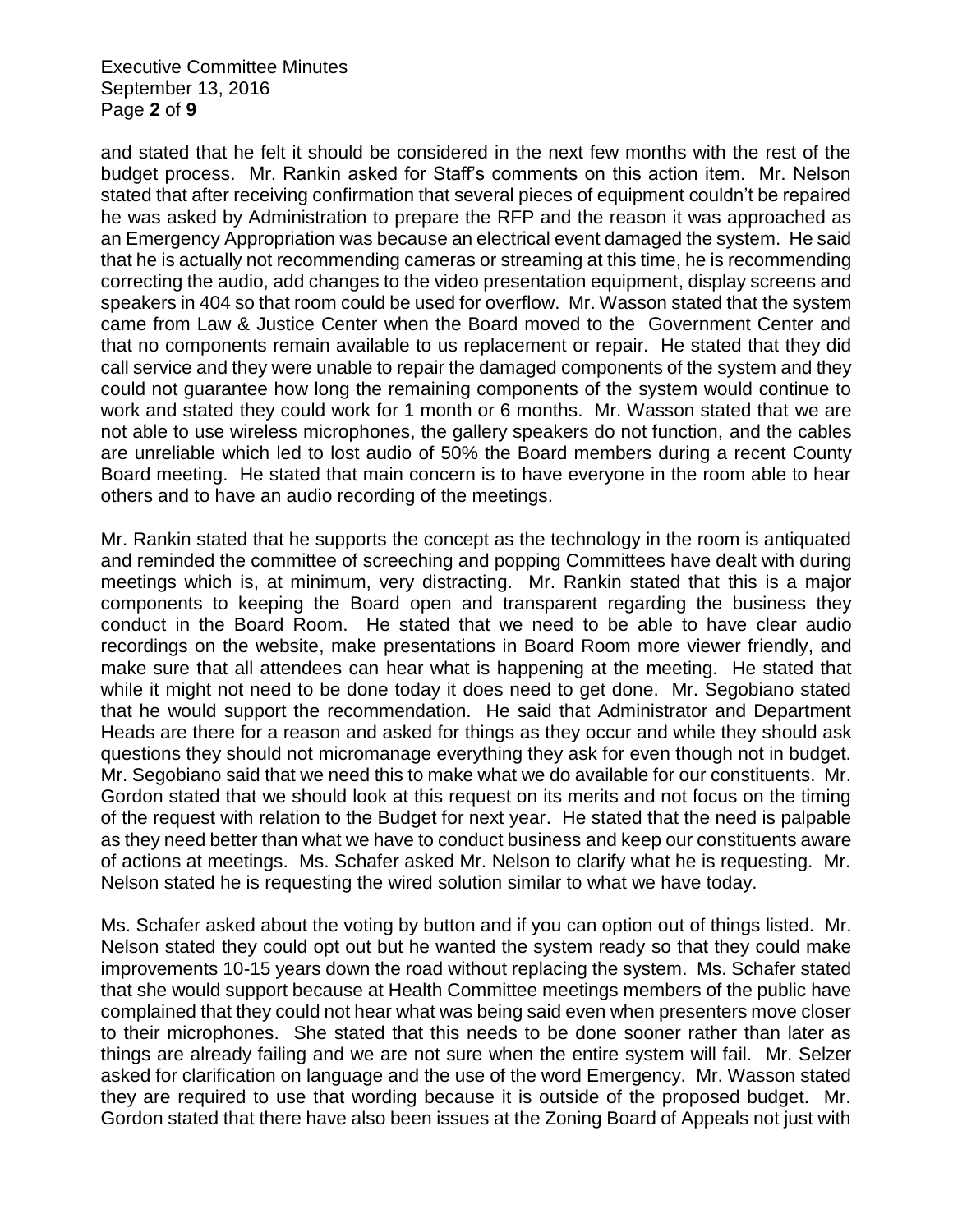and stated that he felt it should be considered in the next few months with the rest of the budget process. Mr. Rankin asked for Staff's comments on this action item. Mr. Nelson stated that after receiving confirmation that several pieces of equipment couldn't be repaired he was asked by Administration to prepare the RFP and the reason it was approached as an Emergency Appropriation was because an electrical event damaged the system. He said that he is actually not recommending cameras or streaming at this time, he is recommending correcting the audio, add changes to the video presentation equipment, display screens and speakers in 404 so that room could be used for overflow. Mr. Wasson stated that the system came from Law & Justice Center when the Board moved to the Government Center and that no components remain available to us replacement or repair. He stated that they did call service and they were unable to repair the damaged components of the system and they could not guarantee how long the remaining components of the system would continue to work and stated they could work for 1 month or 6 months. Mr. Wasson stated that we are not able to use wireless microphones, the gallery speakers do not function, and the cables are unreliable which led to lost audio of 50% the Board members during a recent County Board meeting. He stated that main concern is to have everyone in the room able to hear others and to have an audio recording of the meetings.

Mr. Rankin stated that he supports the concept as the technology in the room is antiquated and reminded the committee of screeching and popping Committees have dealt with during meetings which is, at minimum, very distracting. Mr. Rankin stated that this is a major components to keeping the Board open and transparent regarding the business they conduct in the Board Room. He stated that we need to be able to have clear audio recordings on the website, make presentations in Board Room more viewer friendly, and make sure that all attendees can hear what is happening at the meeting. He stated that while it might not need to be done today it does need to get done. Mr. Segobiano stated that he would support the recommendation. He said that Administrator and Department Heads are there for a reason and asked for things as they occur and while they should ask questions they should not micromanage everything they ask for even though not in budget. Mr. Segobiano said that we need this to make what we do available for our constituents. Mr. Gordon stated that we should look at this request on its merits and not focus on the timing of the request with relation to the Budget for next year. He stated that the need is palpable as they need better than what we have to conduct business and keep our constituents aware of actions at meetings. Ms. Schafer asked Mr. Nelson to clarify what he is requesting. Mr. Nelson stated he is requesting the wired solution similar to what we have today.

Ms. Schafer asked about the voting by button and if you can option out of things listed. Mr. Nelson stated they could opt out but he wanted the system ready so that they could make improvements 10-15 years down the road without replacing the system. Ms. Schafer stated that she would support because at Health Committee meetings members of the public have complained that they could not hear what was being said even when presenters move closer to their microphones. She stated that this needs to be done sooner rather than later as things are already failing and we are not sure when the entire system will fail. Mr. Selzer asked for clarification on language and the use of the word Emergency. Mr. Wasson stated they are required to use that wording because it is outside of the proposed budget. Mr. Gordon stated that there have also been issues at the Zoning Board of Appeals not just with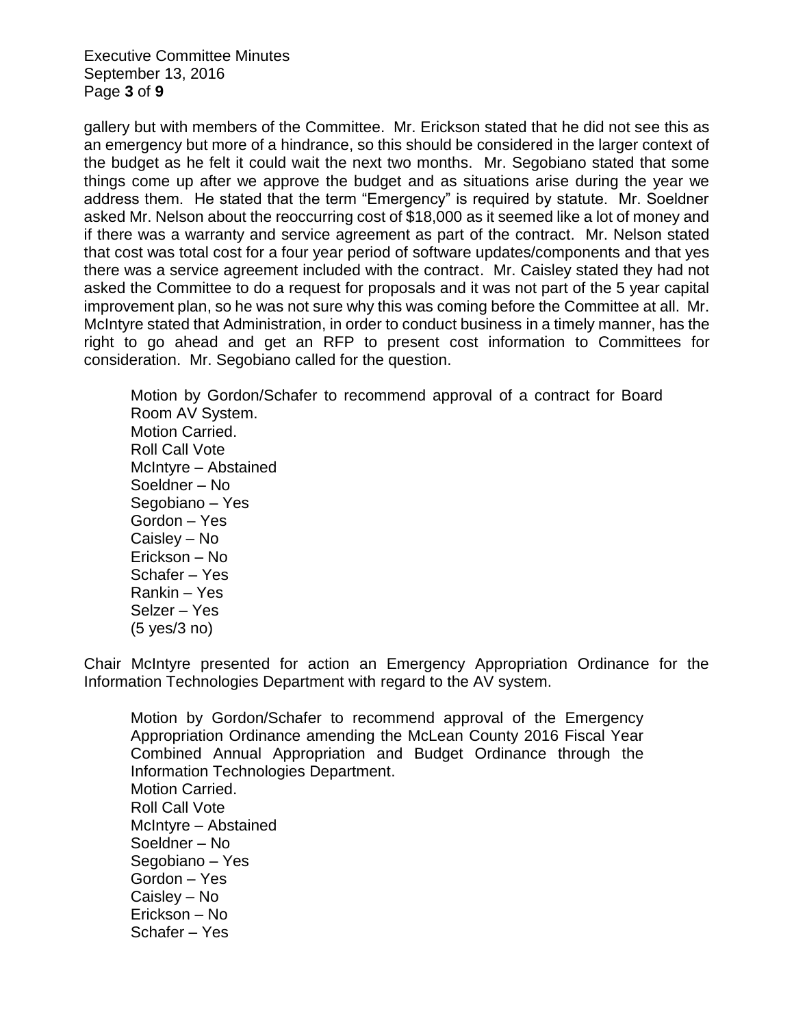gallery but with members of the Committee. Mr. Erickson stated that he did not see this as an emergency but more of a hindrance, so this should be considered in the larger context of the budget as he felt it could wait the next two months. Mr. Segobiano stated that some things come up after we approve the budget and as situations arise during the year we address them. He stated that the term "Emergency" is required by statute. Mr. Soeldner asked Mr. Nelson about the reoccurring cost of $18,000 as it seemed like a lot of money and if there was a warranty and service agreement as part of the contract. Mr. Nelson stated that cost was total cost for a four year period of software updates/components and that yes there was a service agreement included with the contract. Mr. Caisley stated they had not asked the Committee to do a request for proposals and it was not part of the 5 year capital improvement plan, so he was not sure why this was coming before the Committee at all. Mr. McIntyre stated that Administration, in order to conduct business in a timely manner, has the right to go ahead and get an RFP to present cost information to Committees for consideration. Mr. Segobiano called for the question.

Motion by Gordon/Schafer to recommend approval of a contract for Board Room AV System.
Motion Carried.
Roll Call Vote
McIntyre – Abstained
Soeldner – No
Segobiano – Yes
Gordon – Yes
Caisley – No
Erickson – No
Schafer – Yes
Rankin – Yes
Selzer – Yes
(5 yes/3 no)

Chair McIntyre presented for action an Emergency Appropriation Ordinance for the Information Technologies Department with regard to the AV system.

Motion by Gordon/Schafer to recommend approval of the Emergency Appropriation Ordinance amending the McLean County 2016 Fiscal Year Combined Annual Appropriation and Budget Ordinance through the Information Technologies Department.
Motion Carried.
Roll Call Vote
McIntyre – Abstained
Soeldner – No
Segobiano – Yes
Gordon – Yes
Caisley – No
Erickson – No
Schafer – Yes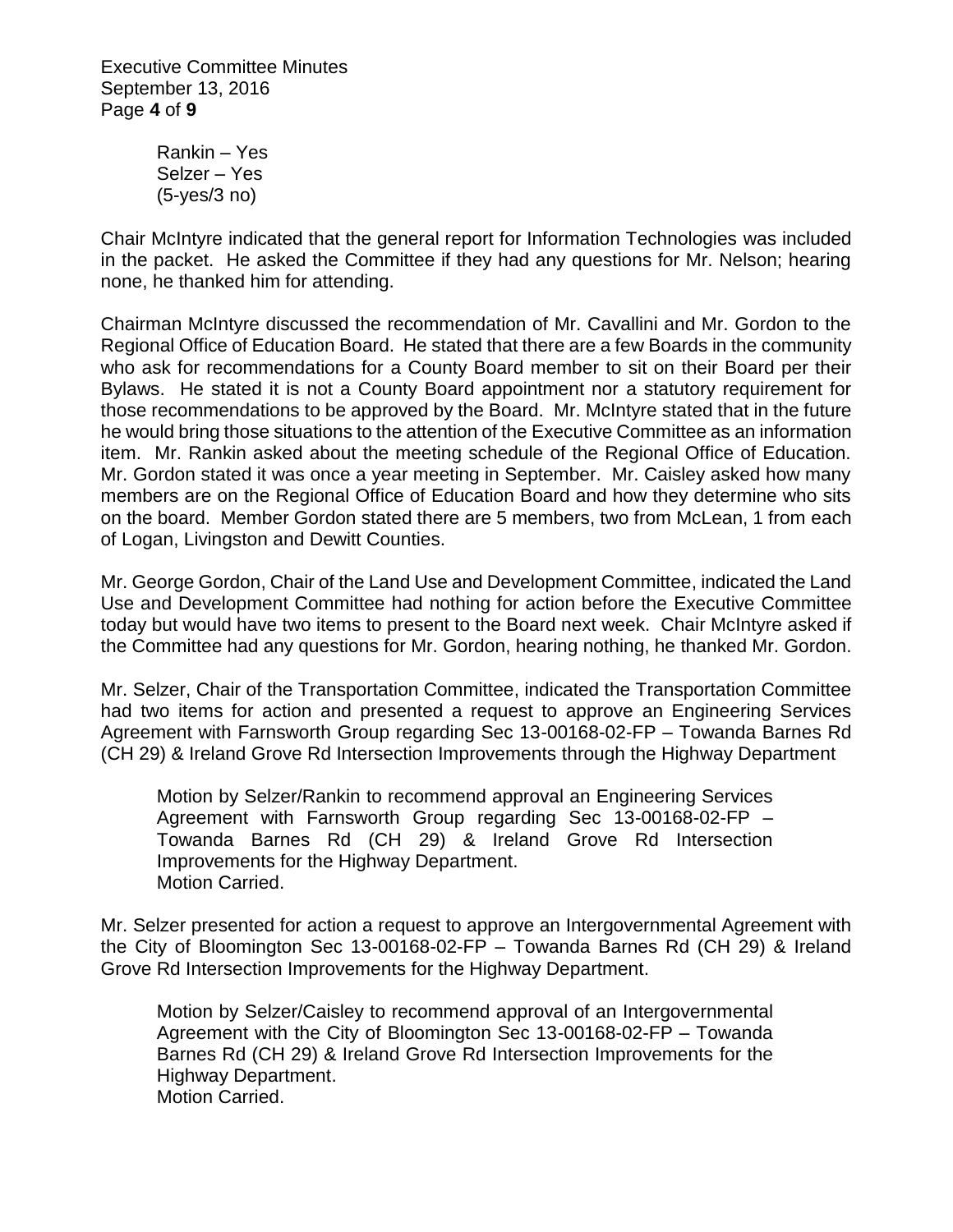Rankin – Yes
Selzer – Yes
(5-yes/3 no)

Chair McIntyre indicated that the general report for Information Technologies was included in the packet. He asked the Committee if they had any questions for Mr. Nelson; hearing none, he thanked him for attending.

Chairman McIntyre discussed the recommendation of Mr. Cavallini and Mr. Gordon to the Regional Office of Education Board. He stated that there are a few Boards in the community who ask for recommendations for a County Board member to sit on their Board per their Bylaws. He stated it is not a County Board appointment nor a statutory requirement for those recommendations to be approved by the Board. Mr. McIntyre stated that in the future he would bring those situations to the attention of the Executive Committee as an information item. Mr. Rankin asked about the meeting schedule of the Regional Office of Education. Mr. Gordon stated it was once a year meeting in September. Mr. Caisley asked how many members are on the Regional Office of Education Board and how they determine who sits on the board. Member Gordon stated there are 5 members, two from McLean, 1 from each of Logan, Livingston and Dewitt Counties.

Mr. George Gordon, Chair of the Land Use and Development Committee, indicated the Land Use and Development Committee had nothing for action before the Executive Committee today but would have two items to present to the Board next week. Chair McIntyre asked if the Committee had any questions for Mr. Gordon, hearing nothing, he thanked Mr. Gordon.

Mr. Selzer, Chair of the Transportation Committee, indicated the Transportation Committee had two items for action and presented a request to approve an Engineering Services Agreement with Farnsworth Group regarding Sec 13-00168-02-FP – Towanda Barnes Rd (CH 29) & Ireland Grove Rd Intersection Improvements through the Highway Department

> Motion by Selzer/Rankin to recommend approval an Engineering Services Agreement with Farnsworth Group regarding Sec 13-00168-02-FP – Towanda Barnes Rd (CH 29) & Ireland Grove Rd Intersection Improvements for the Highway Department.
> Motion Carried.

Mr. Selzer presented for action a request to approve an Intergovernmental Agreement with the City of Bloomington Sec 13-00168-02-FP – Towanda Barnes Rd (CH 29) & Ireland Grove Rd Intersection Improvements for the Highway Department.

> Motion by Selzer/Caisley to recommend approval of an Intergovernmental Agreement with the City of Bloomington Sec 13-00168-02-FP – Towanda Barnes Rd (CH 29) & Ireland Grove Rd Intersection Improvements for the Highway Department.
> Motion Carried.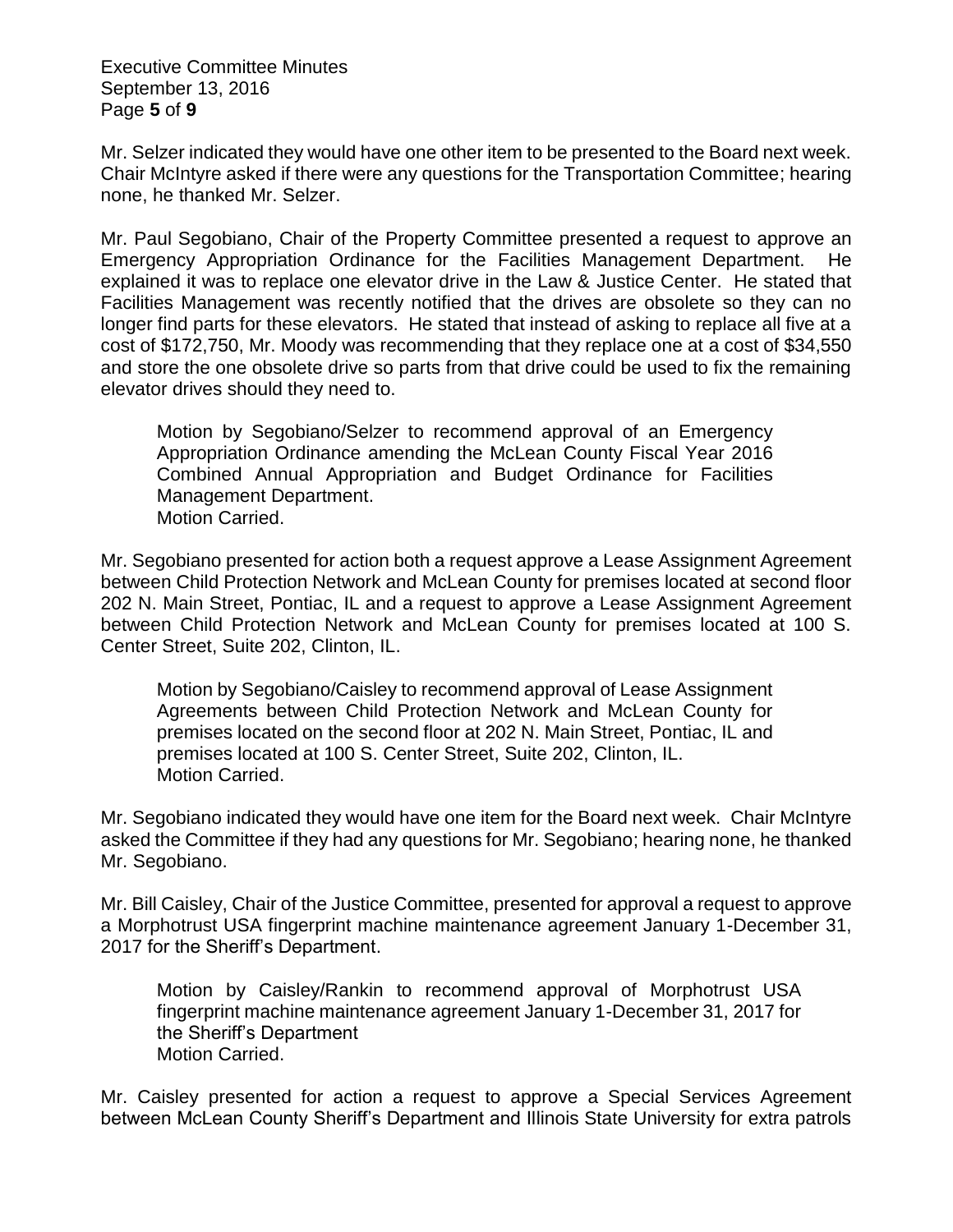Mr. Selzer indicated they would have one other item to be presented to the Board next week. Chair McIntyre asked if there were any questions for the Transportation Committee; hearing none, he thanked Mr. Selzer.

Mr. Paul Segobiano, Chair of the Property Committee presented a request to approve an Emergency Appropriation Ordinance for the Facilities Management Department. He explained it was to replace one elevator drive in the Law & Justice Center. He stated that Facilities Management was recently notified that the drives are obsolete so they can no longer find parts for these elevators. He stated that instead of asking to replace all five at a cost of $172,750, Mr. Moody was recommending that they replace one at a cost of $34,550 and store the one obsolete drive so parts from that drive could be used to fix the remaining elevator drives should they need to.

> Motion by Segobiano/Selzer to recommend approval of an Emergency Appropriation Ordinance amending the McLean County Fiscal Year 2016 Combined Annual Appropriation and Budget Ordinance for Facilities Management Department.
> Motion Carried.

Mr. Segobiano presented for action both a request approve a Lease Assignment Agreement between Child Protection Network and McLean County for premises located at second floor 202 N. Main Street, Pontiac, IL and a request to approve a Lease Assignment Agreement between Child Protection Network and McLean County for premises located at 100 S. Center Street, Suite 202, Clinton, IL.

> Motion by Segobiano/Caisley to recommend approval of Lease Assignment Agreements between Child Protection Network and McLean County for premises located on the second floor at 202 N. Main Street, Pontiac, IL and premises located at 100 S. Center Street, Suite 202, Clinton, IL.
> Motion Carried.

Mr. Segobiano indicated they would have one item for the Board next week. Chair McIntyre asked the Committee if they had any questions for Mr. Segobiano; hearing none, he thanked Mr. Segobiano.

Mr. Bill Caisley, Chair of the Justice Committee, presented for approval a request to approve a Morphotrust USA fingerprint machine maintenance agreement January 1-December 31, 2017 for the Sheriff's Department.

> Motion by Caisley/Rankin to recommend approval of Morphotrust USA fingerprint machine maintenance agreement January 1-December 31, 2017 for the Sheriff's Department
> Motion Carried.

Mr. Caisley presented for action a request to approve a Special Services Agreement between McLean County Sheriff's Department and Illinois State University for extra patrols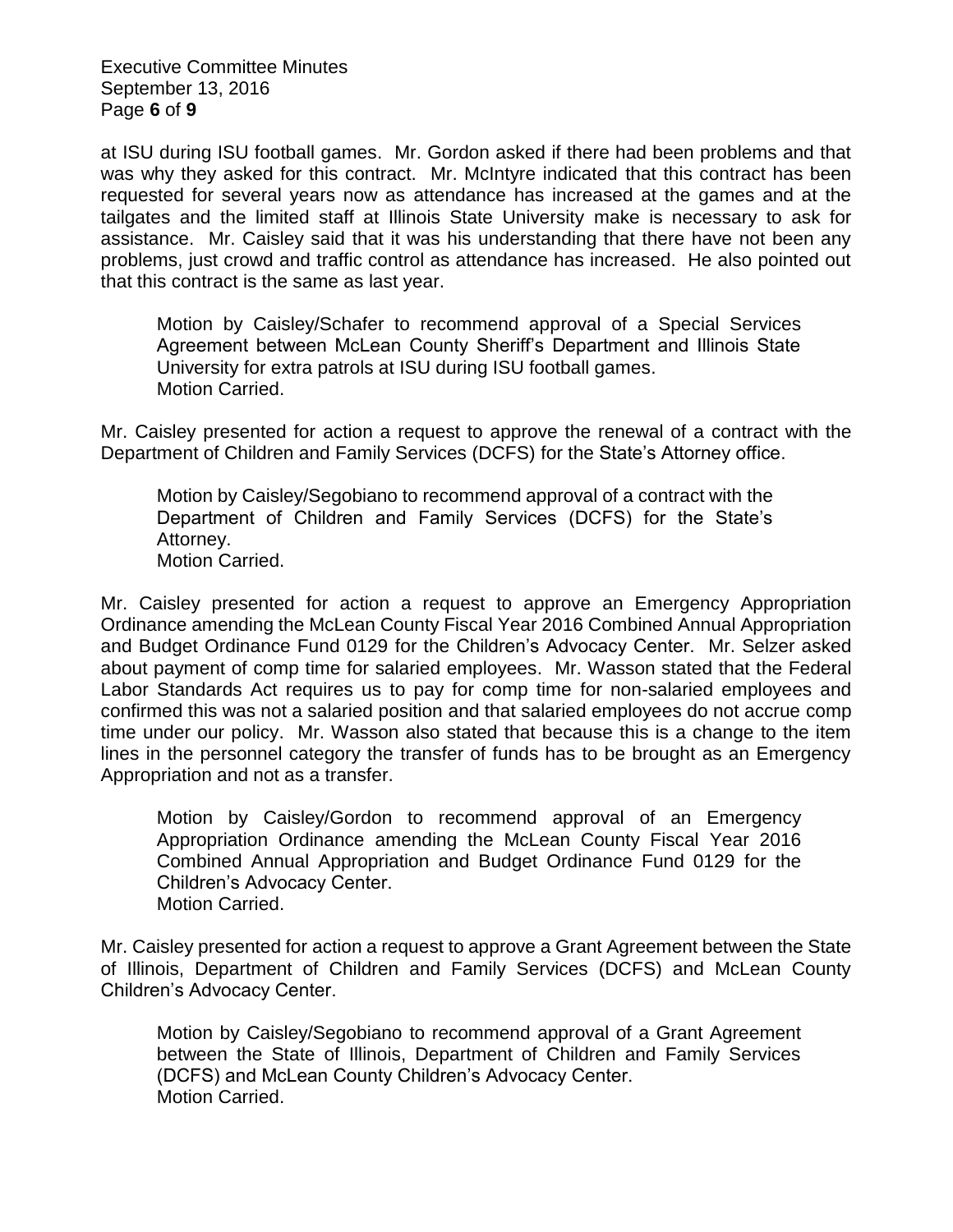at ISU during ISU football games. Mr. Gordon asked if there had been problems and that was why they asked for this contract. Mr. McIntyre indicated that this contract has been requested for several years now as attendance has increased at the games and at the tailgates and the limited staff at Illinois State University make is necessary to ask for assistance. Mr. Caisley said that it was his understanding that there have not been any problems, just crowd and traffic control as attendance has increased. He also pointed out that this contract is the same as last year.

> Motion by Caisley/Schafer to recommend approval of a Special Services Agreement between McLean County Sheriff's Department and Illinois State University for extra patrols at ISU during ISU football games.
> Motion Carried.

Mr. Caisley presented for action a request to approve the renewal of a contract with the Department of Children and Family Services (DCFS) for the State's Attorney office.

> Motion by Caisley/Segobiano to recommend approval of a contract with the Department of Children and Family Services (DCFS) for the State's Attorney.
> Motion Carried.

Mr. Caisley presented for action a request to approve an Emergency Appropriation Ordinance amending the McLean County Fiscal Year 2016 Combined Annual Appropriation and Budget Ordinance Fund 0129 for the Children's Advocacy Center. Mr. Selzer asked about payment of comp time for salaried employees. Mr. Wasson stated that the Federal Labor Standards Act requires us to pay for comp time for non-salaried employees and confirmed this was not a salaried position and that salaried employees do not accrue comp time under our policy. Mr. Wasson also stated that because this is a change to the item lines in the personnel category the transfer of funds has to be brought as an Emergency Appropriation and not as a transfer.

> Motion by Caisley/Gordon to recommend approval of an Emergency Appropriation Ordinance amending the McLean County Fiscal Year 2016 Combined Annual Appropriation and Budget Ordinance Fund 0129 for the Children's Advocacy Center.
> Motion Carried.

Mr. Caisley presented for action a request to approve a Grant Agreement between the State of Illinois, Department of Children and Family Services (DCFS) and McLean County Children's Advocacy Center.

> Motion by Caisley/Segobiano to recommend approval of a Grant Agreement between the State of Illinois, Department of Children and Family Services (DCFS) and McLean County Children's Advocacy Center.
> Motion Carried.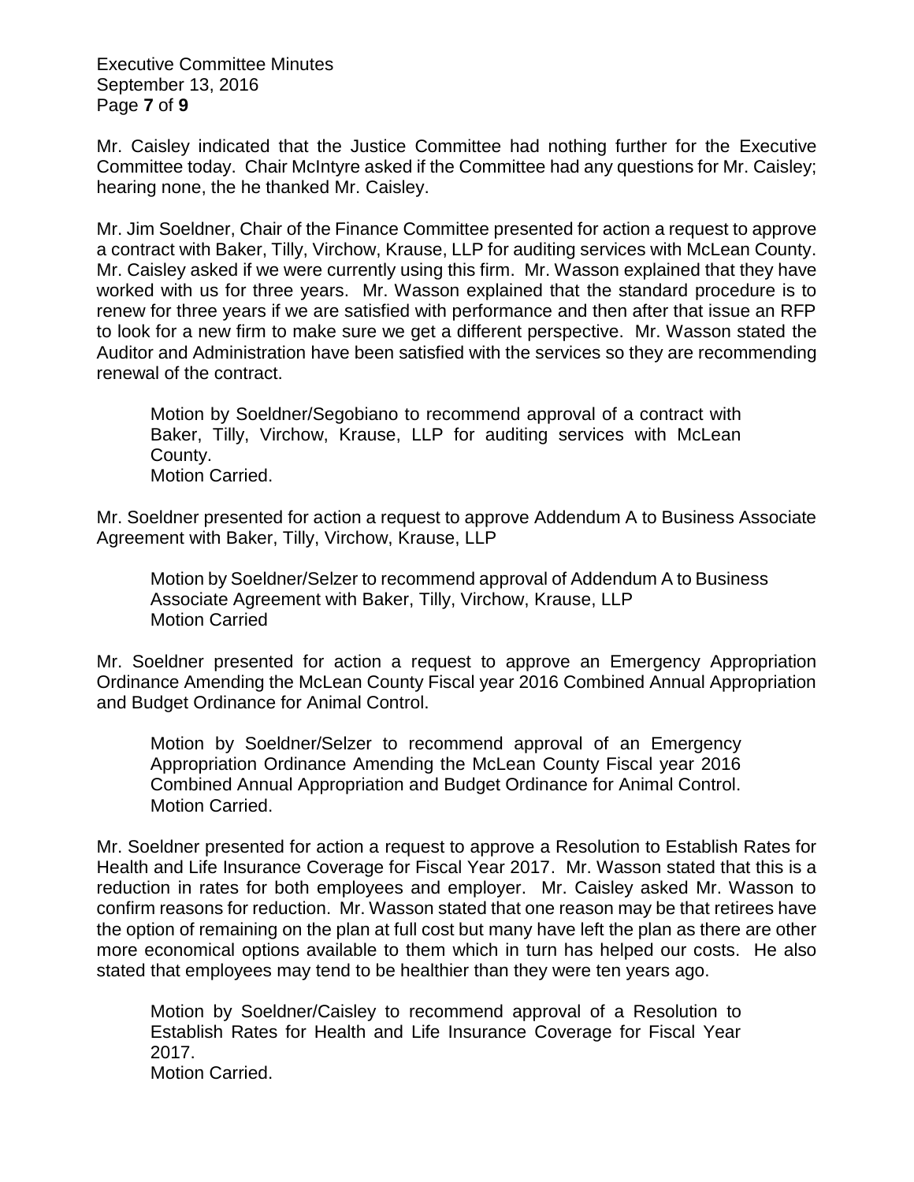Mr. Caisley indicated that the Justice Committee had nothing further for the Executive Committee today. Chair McIntyre asked if the Committee had any questions for Mr. Caisley; hearing none, the he thanked Mr. Caisley.

Mr. Jim Soeldner, Chair of the Finance Committee presented for action a request to approve a contract with Baker, Tilly, Virchow, Krause, LLP for auditing services with McLean County. Mr. Caisley asked if we were currently using this firm. Mr. Wasson explained that they have worked with us for three years. Mr. Wasson explained that the standard procedure is to renew for three years if we are satisfied with performance and then after that issue an RFP to look for a new firm to make sure we get a different perspective. Mr. Wasson stated the Auditor and Administration have been satisfied with the services so they are recommending renewal of the contract.

> Motion by Soeldner/Segobiano to recommend approval of a contract with Baker, Tilly, Virchow, Krause, LLP for auditing services with McLean County.
> Motion Carried.

Mr. Soeldner presented for action a request to approve Addendum A to Business Associate Agreement with Baker, Tilly, Virchow, Krause, LLP

> Motion by Soeldner/Selzer to recommend approval of Addendum A to Business Associate Agreement with Baker, Tilly, Virchow, Krause, LLP
> Motion Carried

Mr. Soeldner presented for action a request to approve an Emergency Appropriation Ordinance Amending the McLean County Fiscal year 2016 Combined Annual Appropriation and Budget Ordinance for Animal Control.

> Motion by Soeldner/Selzer to recommend approval of an Emergency Appropriation Ordinance Amending the McLean County Fiscal year 2016 Combined Annual Appropriation and Budget Ordinance for Animal Control.
> Motion Carried.

Mr. Soeldner presented for action a request to approve a Resolution to Establish Rates for Health and Life Insurance Coverage for Fiscal Year 2017. Mr. Wasson stated that this is a reduction in rates for both employees and employer. Mr. Caisley asked Mr. Wasson to confirm reasons for reduction. Mr. Wasson stated that one reason may be that retirees have the option of remaining on the plan at full cost but many have left the plan as there are other more economical options available to them which in turn has helped our costs. He also stated that employees may tend to be healthier than they were ten years ago.

> Motion by Soeldner/Caisley to recommend approval of a Resolution to Establish Rates for Health and Life Insurance Coverage for Fiscal Year 2017.
> Motion Carried.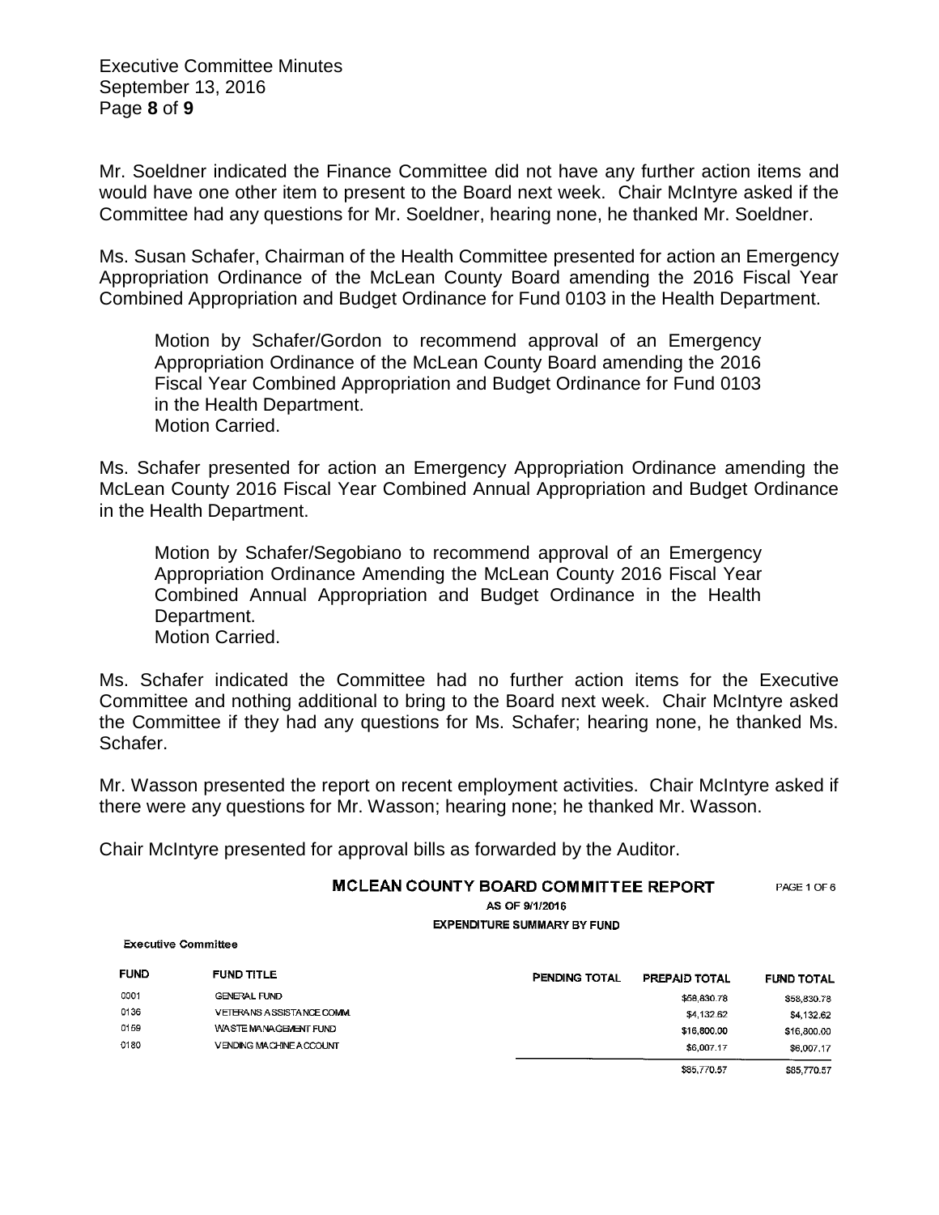Mr. Soeldner indicated the Finance Committee did not have any further action items and would have one other item to present to the Board next week. Chair McIntyre asked if the Committee had any questions for Mr. Soeldner, hearing none, he thanked Mr. Soeldner.

Ms. Susan Schafer, Chairman of the Health Committee presented for action an Emergency Appropriation Ordinance of the McLean County Board amending the 2016 Fiscal Year Combined Appropriation and Budget Ordinance for Fund 0103 in the Health Department.

> Motion by Schafer/Gordon to recommend approval of an Emergency Appropriation Ordinance of the McLean County Board amending the 2016 Fiscal Year Combined Appropriation and Budget Ordinance for Fund 0103 in the Health Department.
> Motion Carried.

Ms. Schafer presented for action an Emergency Appropriation Ordinance amending the McLean County 2016 Fiscal Year Combined Annual Appropriation and Budget Ordinance in the Health Department.

> Motion by Schafer/Segobiano to recommend approval of an Emergency Appropriation Ordinance Amending the McLean County 2016 Fiscal Year Combined Annual Appropriation and Budget Ordinance in the Health Department.
> Motion Carried.

Ms. Schafer indicated the Committee had no further action items for the Executive Committee and nothing additional to bring to the Board next week. Chair McIntyre asked the Committee if they had any questions for Ms. Schafer; hearing none, he thanked Ms. Schafer.

Mr. Wasson presented the report on recent employment activities. Chair McIntyre asked if there were any questions for Mr. Wasson; hearing none; he thanked Mr. Wasson.

Chair McIntyre presented for approval bills as forwarded by the Auditor.

**MCLEAN COUNTY BOARD COMMITTEE REPORT** PAGE 1 OF 6

**AS OF 9/1/2016**

**EXPENDITURE SUMMARY BY FUND**

**Executive Committee**

| FUND | FUND TITLE | PENDING TOTAL | PREPAID TOTAL | FUND TOTAL |
|---|---|---|---|---|
| 0001 | GENERAL FUND | | $58,830.78 | $58,830.78 |
| 0136 | VETERANS ASSISTANCE COMM. | | $4,132.62 | $4,132.62 |
| 0159 | WASTE MANAGEMENT FUND | | $16,800.00 | $16,800.00 |
| 0180 | VENDING MACHINE ACCOUNT | | $6,007.17 | $6,007.17 |
| | | | $85,770.57 | $85,770.57 |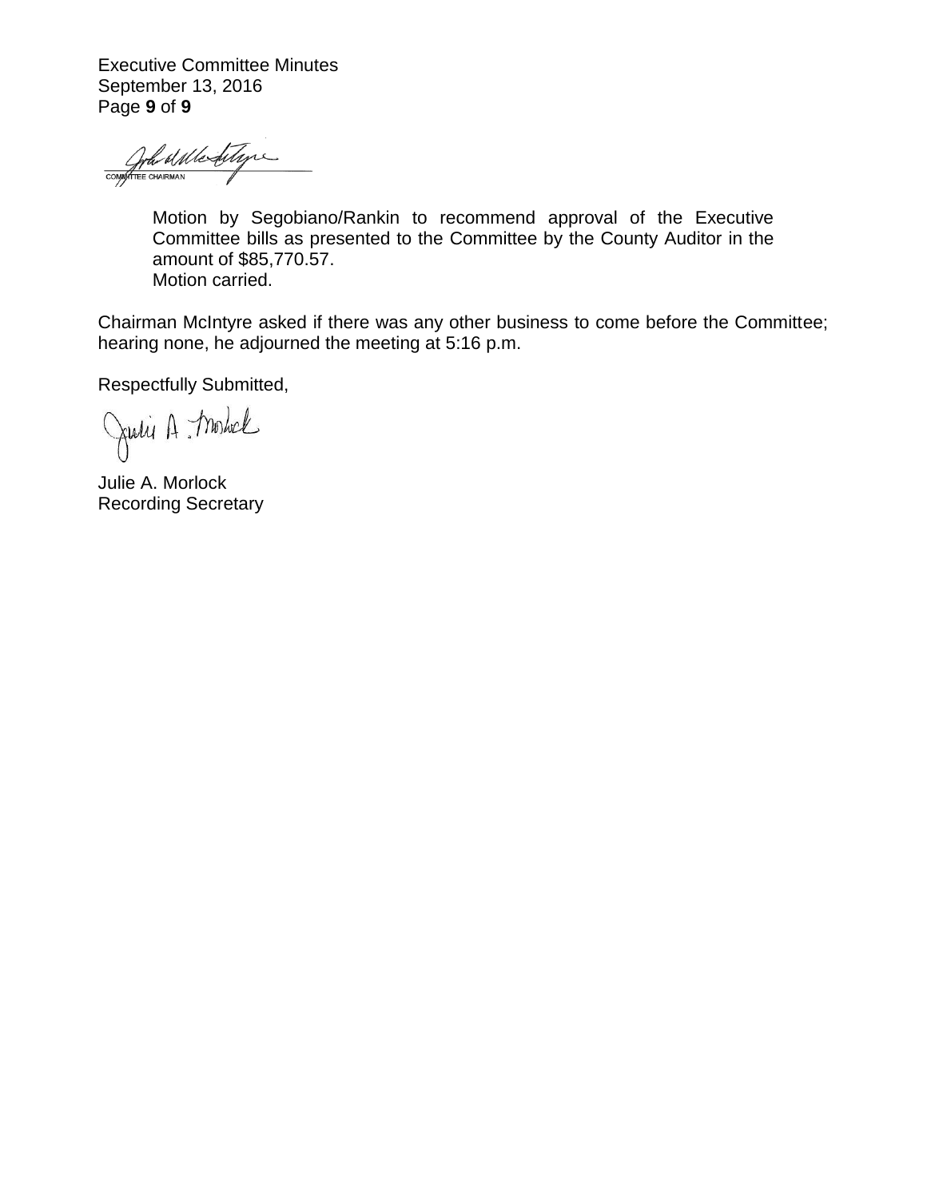COMMITTEE CHAIRMAN

Motion by Segobiano/Rankin to recommend approval of the Executive Committee bills as presented to the Committee by the County Auditor in the amount of $85,770.57.
Motion carried.

Chairman McIntyre asked if there was any other business to come before the Committee; hearing none, he adjourned the meeting at 5:16 p.m.

Respectfully Submitted,

Julie A. Morlock
Recording Secretary